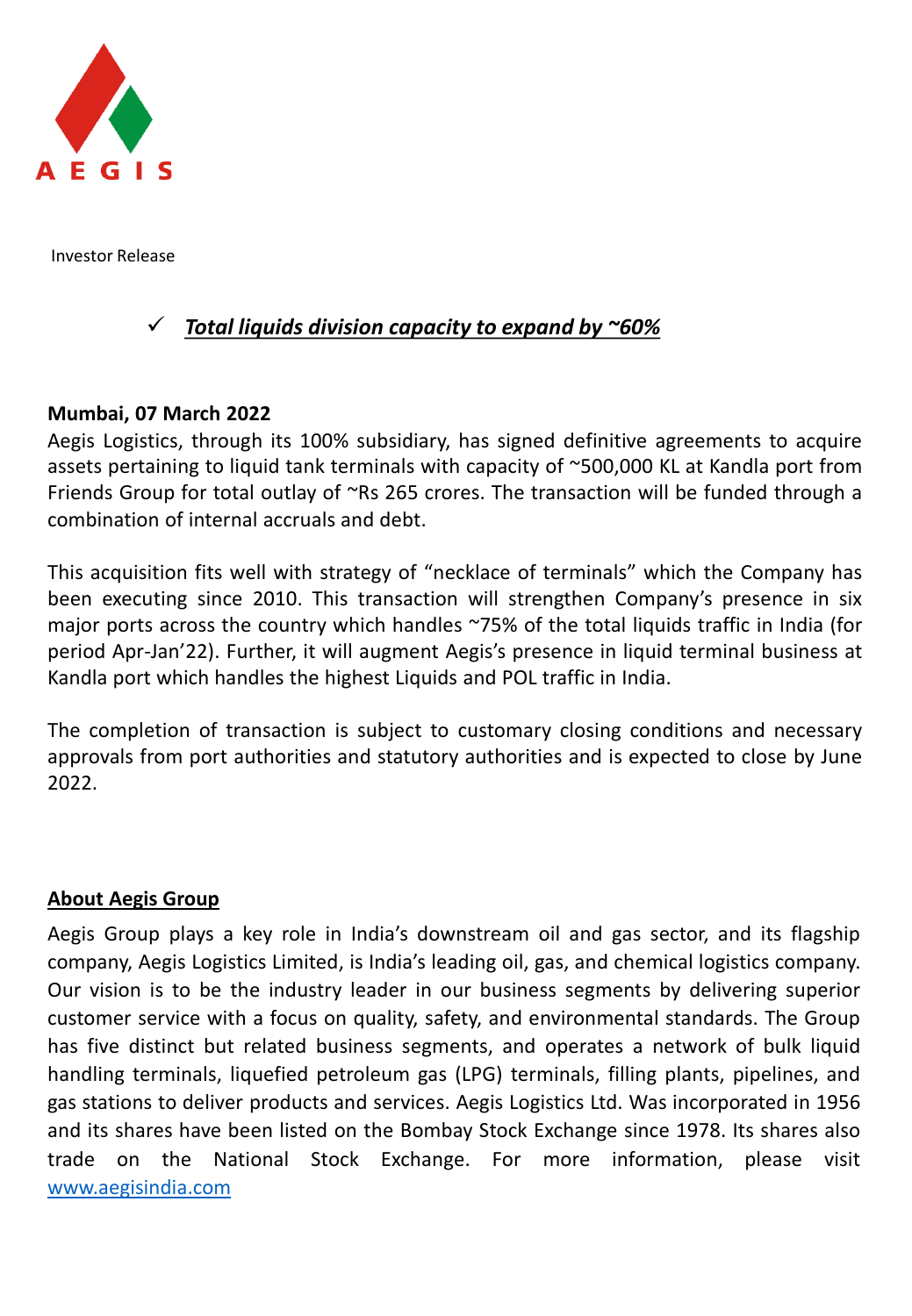AEGIS

Investor Release

✓ ***Total liquids division capacity to expand by ~60%***

**Mumbai, 07 March 2022**

Aegis Logistics, through its 100% subsidiary, has signed definitive agreements to acquire assets pertaining to liquid tank terminals with capacity of ~500,000 KL at Kandla port from Friends Group for total outlay of ~Rs 265 crores. The transaction will be funded through a combination of internal accruals and debt.

This acquisition fits well with strategy of "necklace of terminals" which the Company has been executing since 2010. This transaction will strengthen Company's presence in six major ports across the country which handles ~75% of the total liquids traffic in India (for period Apr-Jan'22). Further, it will augment Aegis's presence in liquid terminal business at Kandla port which handles the highest Liquids and POL traffic in India.

The completion of transaction is subject to customary closing conditions and necessary approvals from port authorities and statutory authorities and is expected to close by June 2022.

## About Aegis Group

Aegis Group plays a key role in India's downstream oil and gas sector, and its flagship company, Aegis Logistics Limited, is India's leading oil, gas, and chemical logistics company. Our vision is to be the industry leader in our business segments by delivering superior customer service with a focus on quality, safety, and environmental standards. The Group has five distinct but related business segments, and operates a network of bulk liquid handling terminals, liquefied petroleum gas (LPG) terminals, filling plants, pipelines, and gas stations to deliver products and services. Aegis Logistics Ltd. Was incorporated in 1956 and its shares have been listed on the Bombay Stock Exchange since 1978. Its shares also trade on the National Stock Exchange. For more information, please visit [www.aegisindia.com](http://www.aegisindia.com)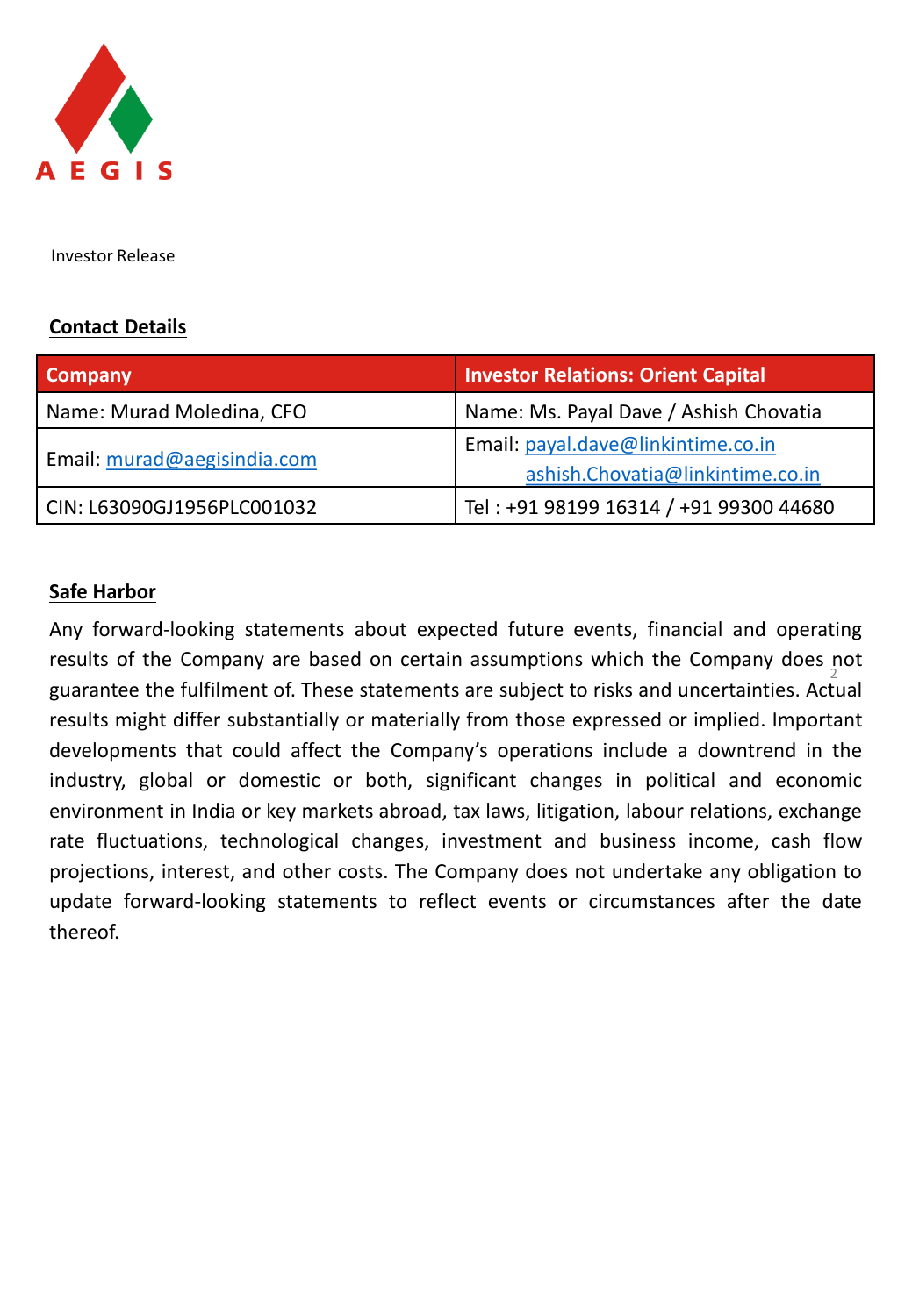AEGIS

Investor Release

**Contact Details**

| Company | Investor Relations: Orient Capital |
| --- | --- |
| Name: Murad Moledina, CFO | Name: Ms. Payal Dave / Ashish Chovatia |
| Email: murad@aegisindia.com | Email: payal.dave@linkintime.co.in ashish.Chovatia@linkintime.co.in |
| CIN: L63090GJ1956PLC001032 | Tel : +91 98199 16314 / +91 99300 44680 |

**Safe Harbor**

Any forward-looking statements about expected future events, financial and operating results of the Company are based on certain assumptions which the Company does not guarantee the fulfilment of. These statements are subject to risks and uncertainties. Actual results might differ substantially or materially from those expressed or implied. Important developments that could affect the Company's operations include a downtrend in the industry, global or domestic or both, significant changes in political and economic environment in India or key markets abroad, tax laws, litigation, labour relations, exchange rate fluctuations, technological changes, investment and business income, cash flow projections, interest, and other costs. The Company does not undertake any obligation to update forward-looking statements to reflect events or circumstances after the date thereof.